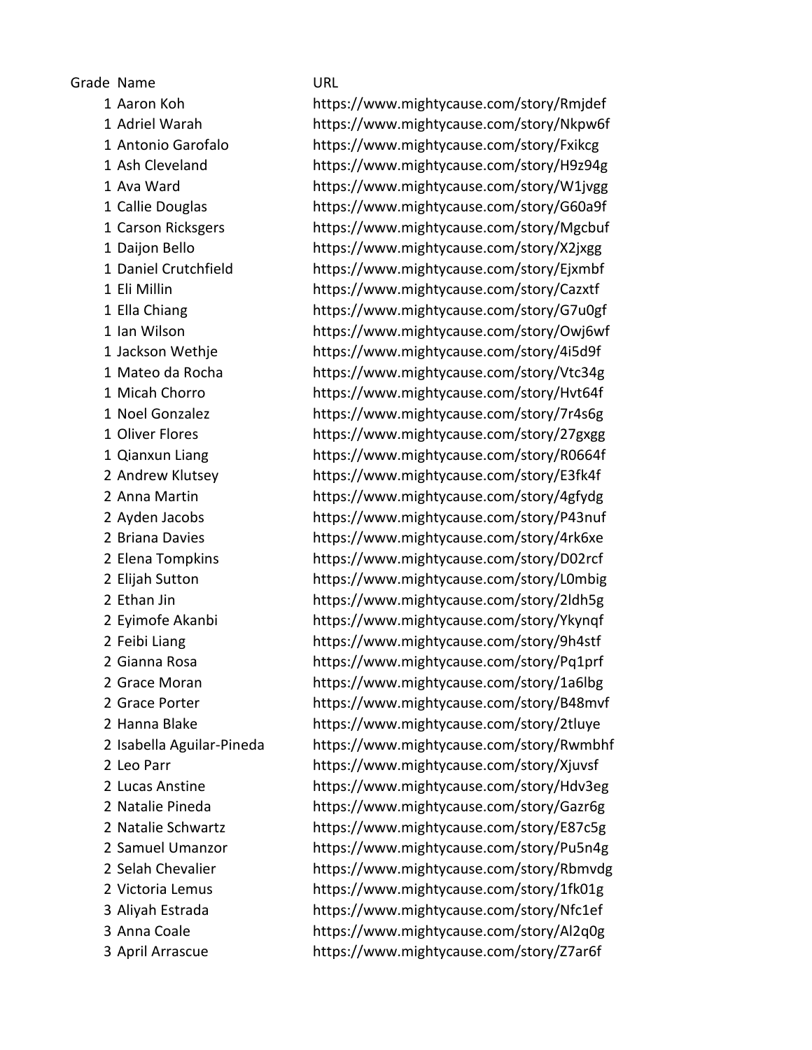| Grade | Name | URL |
|---|---|---|
| 1 | Aaron Koh | https://www.mightycause.com/story/Rmjdef |
| 1 | Adriel Warah | https://www.mightycause.com/story/Nkpw6f |
| 1 | Antonio Garofalo | https://www.mightycause.com/story/Fxikcg |
| 1 | Ash Cleveland | https://www.mightycause.com/story/H9z94g |
| 1 | Ava Ward | https://www.mightycause.com/story/W1jvgg |
| 1 | Callie Douglas | https://www.mightycause.com/story/G60a9f |
| 1 | Carson Ricksgers | https://www.mightycause.com/story/Mgcbuf |
| 1 | Daijon Bello | https://www.mightycause.com/story/X2jxgg |
| 1 | Daniel Crutchfield | https://www.mightycause.com/story/Ejxmbf |
| 1 | Eli Millin | https://www.mightycause.com/story/Cazxtf |
| 1 | Ella Chiang | https://www.mightycause.com/story/G7u0gf |
| 1 | Ian Wilson | https://www.mightycause.com/story/Owj6wf |
| 1 | Jackson Wethje | https://www.mightycause.com/story/4i5d9f |
| 1 | Mateo da Rocha | https://www.mightycause.com/story/Vtc34g |
| 1 | Micah Chorro | https://www.mightycause.com/story/Hvt64f |
| 1 | Noel Gonzalez | https://www.mightycause.com/story/7r4s6g |
| 1 | Oliver Flores | https://www.mightycause.com/story/27gxgg |
| 1 | Qianxun Liang | https://www.mightycause.com/story/R0664f |
| 2 | Andrew Klutsey | https://www.mightycause.com/story/E3fk4f |
| 2 | Anna Martin | https://www.mightycause.com/story/4gfydg |
| 2 | Ayden Jacobs | https://www.mightycause.com/story/P43nuf |
| 2 | Briana Davies | https://www.mightycause.com/story/4rk6xe |
| 2 | Elena Tompkins | https://www.mightycause.com/story/D02rcf |
| 2 | Elijah Sutton | https://www.mightycause.com/story/L0mbig |
| 2 | Ethan Jin | https://www.mightycause.com/story/2ldh5g |
| 2 | Eyimofe Akanbi | https://www.mightycause.com/story/Ykynqf |
| 2 | Feibi Liang | https://www.mightycause.com/story/9h4stf |
| 2 | Gianna Rosa | https://www.mightycause.com/story/Pq1prf |
| 2 | Grace Moran | https://www.mightycause.com/story/1a6lbg |
| 2 | Grace Porter | https://www.mightycause.com/story/B48mvf |
| 2 | Hanna Blake | https://www.mightycause.com/story/2tluye |
| 2 | Isabella Aguilar-Pineda | https://www.mightycause.com/story/Rwmbhf |
| 2 | Leo Parr | https://www.mightycause.com/story/Xjuvsf |
| 2 | Lucas Anstine | https://www.mightycause.com/story/Hdv3eg |
| 2 | Natalie Pineda | https://www.mightycause.com/story/Gazr6g |
| 2 | Natalie Schwartz | https://www.mightycause.com/story/E87c5g |
| 2 | Samuel Umanzor | https://www.mightycause.com/story/Pu5n4g |
| 2 | Selah Chevalier | https://www.mightycause.com/story/Rbmvdg |
| 2 | Victoria Lemus | https://www.mightycause.com/story/1fk01g |
| 3 | Aliyah Estrada | https://www.mightycause.com/story/Nfc1ef |
| 3 | Anna Coale | https://www.mightycause.com/story/Al2q0g |
| 3 | April Arrascue | https://www.mightycause.com/story/Z7ar6f |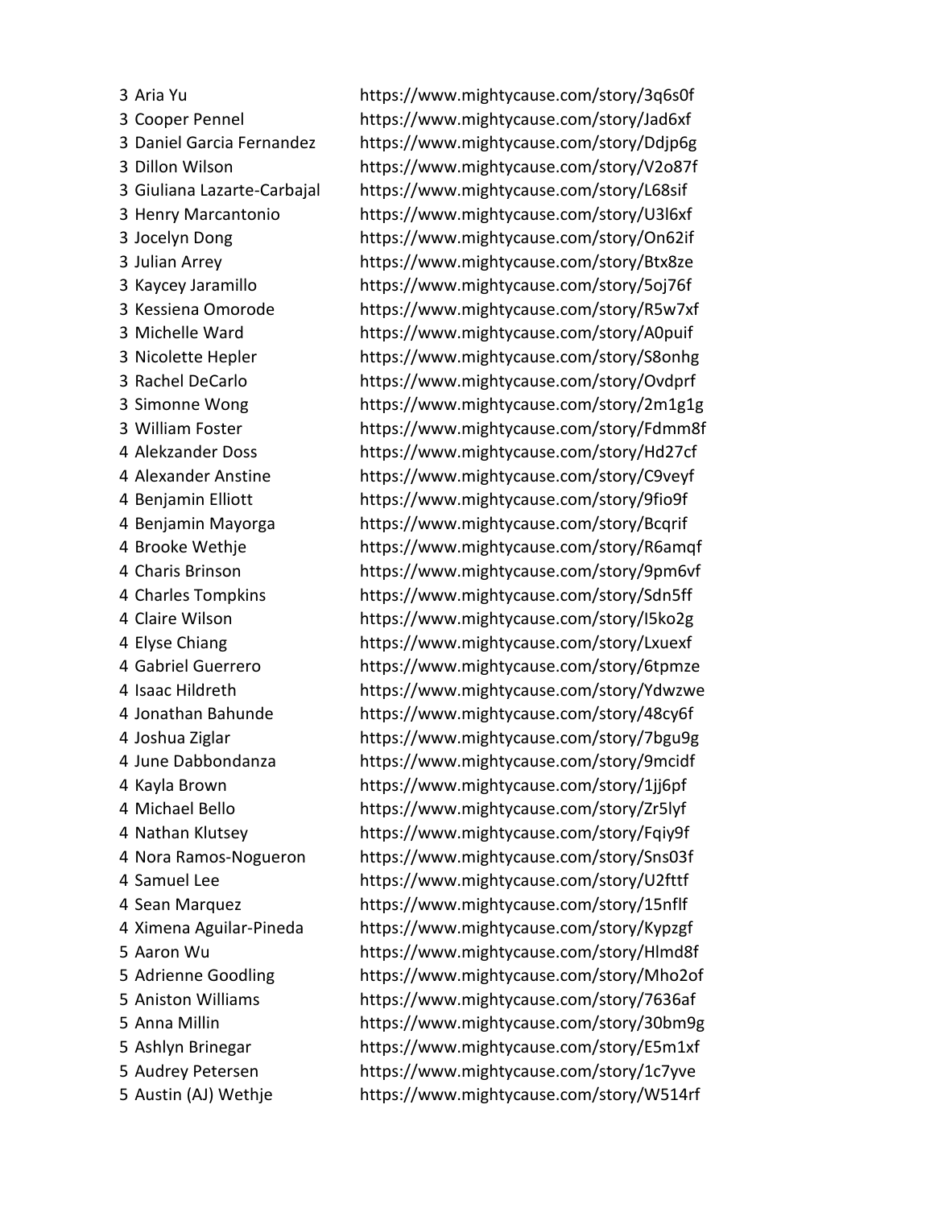| | | |
|---|---|---|
| 3 | Aria Yu | https://www.mightycause.com/story/3q6s0f |
| 3 | Cooper Pennel | https://www.mightycause.com/story/Jad6xf |
| 3 | Daniel Garcia Fernandez | https://www.mightycause.com/story/Ddjp6g |
| 3 | Dillon Wilson | https://www.mightycause.com/story/V2o87f |
| 3 | Giuliana Lazarte-Carbajal | https://www.mightycause.com/story/L68sif |
| 3 | Henry Marcantonio | https://www.mightycause.com/story/U3l6xf |
| 3 | Jocelyn Dong | https://www.mightycause.com/story/On62if |
| 3 | Julian Arrey | https://www.mightycause.com/story/Btx8ze |
| 3 | Kaycey Jaramillo | https://www.mightycause.com/story/5oj76f |
| 3 | Kessiena Omorode | https://www.mightycause.com/story/R5w7xf |
| 3 | Michelle Ward | https://www.mightycause.com/story/A0puif |
| 3 | Nicolette Hepler | https://www.mightycause.com/story/S8onhg |
| 3 | Rachel DeCarlo | https://www.mightycause.com/story/Ovdprf |
| 3 | Simonne Wong | https://www.mightycause.com/story/2m1g1g |
| 3 | William Foster | https://www.mightycause.com/story/Fdmm8f |
| 4 | Alekzander Doss | https://www.mightycause.com/story/Hd27cf |
| 4 | Alexander Anstine | https://www.mightycause.com/story/C9veyf |
| 4 | Benjamin Elliott | https://www.mightycause.com/story/9fio9f |
| 4 | Benjamin Mayorga | https://www.mightycause.com/story/Bcqrif |
| 4 | Brooke Wethje | https://www.mightycause.com/story/R6amqf |
| 4 | Charis Brinson | https://www.mightycause.com/story/9pm6vf |
| 4 | Charles Tompkins | https://www.mightycause.com/story/Sdn5ff |
| 4 | Claire Wilson | https://www.mightycause.com/story/I5ko2g |
| 4 | Elyse Chiang | https://www.mightycause.com/story/Lxuexf |
| 4 | Gabriel Guerrero | https://www.mightycause.com/story/6tpmze |
| 4 | Isaac Hildreth | https://www.mightycause.com/story/Ydwzwe |
| 4 | Jonathan Bahunde | https://www.mightycause.com/story/48cy6f |
| 4 | Joshua Ziglar | https://www.mightycause.com/story/7bgu9g |
| 4 | June Dabbondanza | https://www.mightycause.com/story/9mcidf |
| 4 | Kayla Brown | https://www.mightycause.com/story/1jj6pf |
| 4 | Michael Bello | https://www.mightycause.com/story/Zr5lyf |
| 4 | Nathan Klutsey | https://www.mightycause.com/story/Fqiy9f |
| 4 | Nora Ramos-Nogueron | https://www.mightycause.com/story/Sns03f |
| 4 | Samuel Lee | https://www.mightycause.com/story/U2fttf |
| 4 | Sean Marquez | https://www.mightycause.com/story/15nflf |
| 4 | Ximena Aguilar-Pineda | https://www.mightycause.com/story/Kypzgf |
| 5 | Aaron Wu | https://www.mightycause.com/story/Hlmd8f |
| 5 | Adrienne Goodling | https://www.mightycause.com/story/Mho2of |
| 5 | Aniston Williams | https://www.mightycause.com/story/7636af |
| 5 | Anna Millin | https://www.mightycause.com/story/30bm9g |
| 5 | Ashlyn Brinegar | https://www.mightycause.com/story/E5m1xf |
| 5 | Audrey Petersen | https://www.mightycause.com/story/1c7yve |
| 5 | Austin (AJ) Wethje | https://www.mightycause.com/story/W514rf |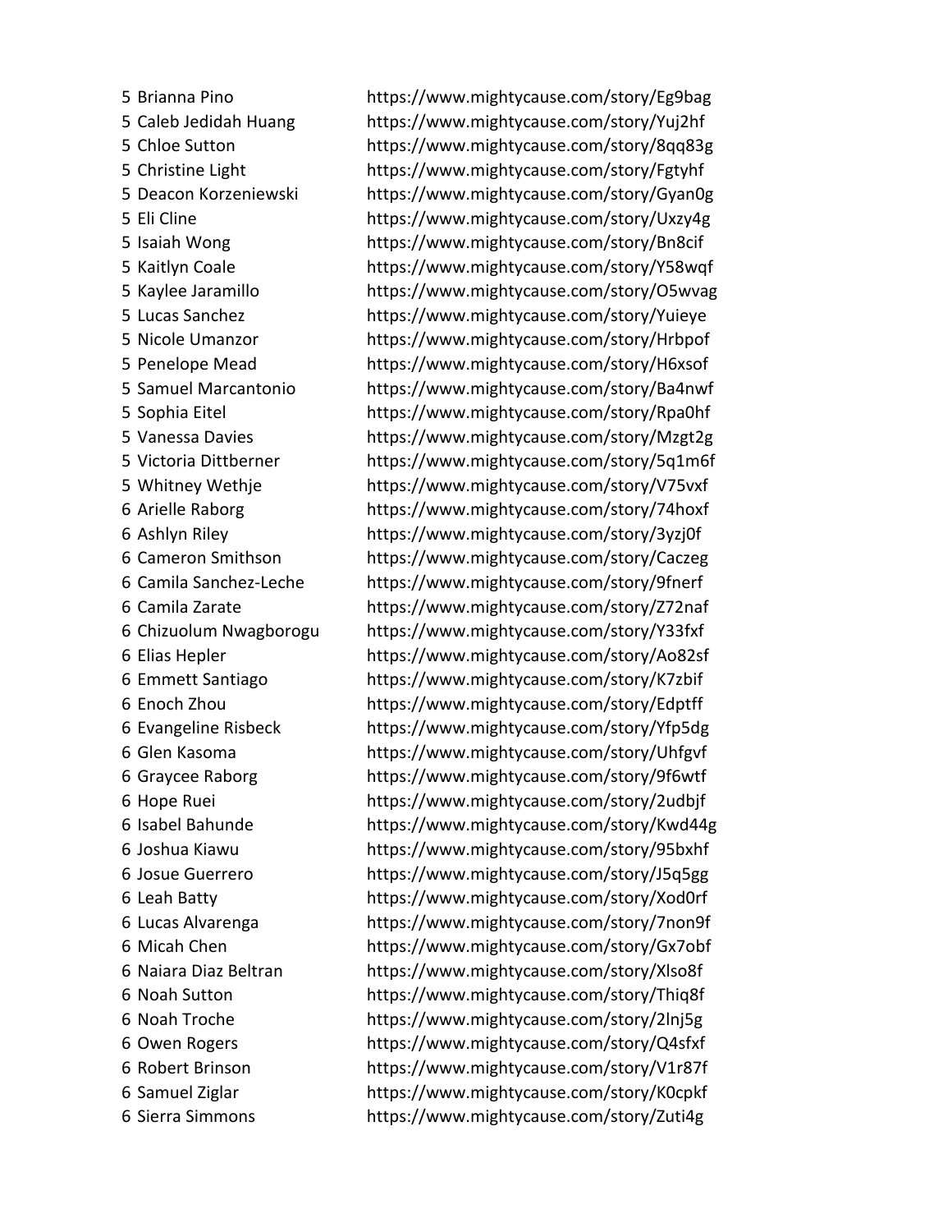| | | |
|---|---|---|
| 5 | Brianna Pino | https://www.mightycause.com/story/Eg9bag |
| 5 | Caleb Jedidah Huang | https://www.mightycause.com/story/Yuj2hf |
| 5 | Chloe Sutton | https://www.mightycause.com/story/8qq83g |
| 5 | Christine Light | https://www.mightycause.com/story/Fgtyhf |
| 5 | Deacon Korzeniewski | https://www.mightycause.com/story/Gyan0g |
| 5 | Eli Cline | https://www.mightycause.com/story/Uxzy4g |
| 5 | Isaiah Wong | https://www.mightycause.com/story/Bn8cif |
| 5 | Kaitlyn Coale | https://www.mightycause.com/story/Y58wqf |
| 5 | Kaylee Jaramillo | https://www.mightycause.com/story/O5wvag |
| 5 | Lucas Sanchez | https://www.mightycause.com/story/Yuieye |
| 5 | Nicole Umanzor | https://www.mightycause.com/story/Hrbpof |
| 5 | Penelope Mead | https://www.mightycause.com/story/H6xsof |
| 5 | Samuel Marcantonio | https://www.mightycause.com/story/Ba4nwf |
| 5 | Sophia Eitel | https://www.mightycause.com/story/Rpa0hf |
| 5 | Vanessa Davies | https://www.mightycause.com/story/Mzgt2g |
| 5 | Victoria Dittberner | https://www.mightycause.com/story/5q1m6f |
| 5 | Whitney Wethje | https://www.mightycause.com/story/V75vxf |
| 6 | Arielle Raborg | https://www.mightycause.com/story/74hoxf |
| 6 | Ashlyn Riley | https://www.mightycause.com/story/3yzj0f |
| 6 | Cameron Smithson | https://www.mightycause.com/story/Caczeg |
| 6 | Camila Sanchez-Leche | https://www.mightycause.com/story/9fnerf |
| 6 | Camila Zarate | https://www.mightycause.com/story/Z72naf |
| 6 | Chizuolum Nwagborogu | https://www.mightycause.com/story/Y33fxf |
| 6 | Elias Hepler | https://www.mightycause.com/story/Ao82sf |
| 6 | Emmett Santiago | https://www.mightycause.com/story/K7zbif |
| 6 | Enoch Zhou | https://www.mightycause.com/story/Edptff |
| 6 | Evangeline Risbeck | https://www.mightycause.com/story/Yfp5dg |
| 6 | Glen Kasoma | https://www.mightycause.com/story/Uhfgvf |
| 6 | Graycee Raborg | https://www.mightycause.com/story/9f6wtf |
| 6 | Hope Ruei | https://www.mightycause.com/story/2udbjf |
| 6 | Isabel Bahunde | https://www.mightycause.com/story/Kwd44g |
| 6 | Joshua Kiawu | https://www.mightycause.com/story/95bxhf |
| 6 | Josue Guerrero | https://www.mightycause.com/story/J5q5gg |
| 6 | Leah Batty | https://www.mightycause.com/story/Xod0rf |
| 6 | Lucas Alvarenga | https://www.mightycause.com/story/7non9f |
| 6 | Micah Chen | https://www.mightycause.com/story/Gx7obf |
| 6 | Naiara Diaz Beltran | https://www.mightycause.com/story/Xlso8f |
| 6 | Noah Sutton | https://www.mightycause.com/story/Thiq8f |
| 6 | Noah Troche | https://www.mightycause.com/story/2lnj5g |
| 6 | Owen Rogers | https://www.mightycause.com/story/Q4sfxf |
| 6 | Robert Brinson | https://www.mightycause.com/story/V1r87f |
| 6 | Samuel Ziglar | https://www.mightycause.com/story/K0cpkf |
| 6 | Sierra Simmons | https://www.mightycause.com/story/Zuti4g |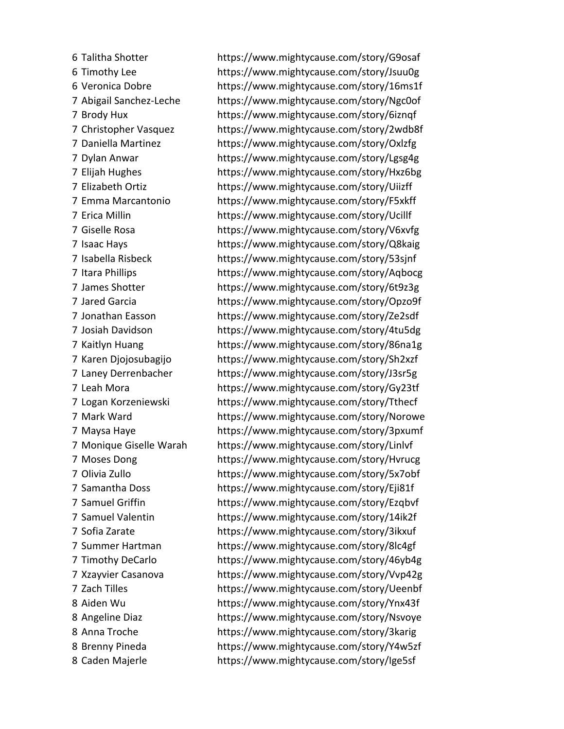6 Talitha Shotter https://www.mightycause.com/story/G9osaf
6 Timothy Lee https://www.mightycause.com/story/Jsuu0g
6 Veronica Dobre https://www.mightycause.com/story/16ms1f
7 Abigail Sanchez-Leche https://www.mightycause.com/story/Ngc0of
7 Brody Hux https://www.mightycause.com/story/6iznqf
7 Christopher Vasquez https://www.mightycause.com/story/2wdb8f
7 Daniella Martinez https://www.mightycause.com/story/Oxlzfg
7 Dylan Anwar https://www.mightycause.com/story/Lgsg4g
7 Elijah Hughes https://www.mightycause.com/story/Hxz6bg
7 Elizabeth Ortiz https://www.mightycause.com/story/Uiizff
7 Emma Marcantonio https://www.mightycause.com/story/F5xkff
7 Erica Millin https://www.mightycause.com/story/Ucillf
7 Giselle Rosa https://www.mightycause.com/story/V6xvfg
7 Isaac Hays https://www.mightycause.com/story/Q8kaig
7 Isabella Risbeck https://www.mightycause.com/story/53sjnf
7 Itara Phillips https://www.mightycause.com/story/Aqbocg
7 James Shotter https://www.mightycause.com/story/6t9z3g
7 Jared Garcia https://www.mightycause.com/story/Opzo9f
7 Jonathan Easson https://www.mightycause.com/story/Ze2sdf
7 Josiah Davidson https://www.mightycause.com/story/4tu5dg
7 Kaitlyn Huang https://www.mightycause.com/story/86na1g
7 Karen Djojosubagijo https://www.mightycause.com/story/Sh2xzf
7 Laney Derrenbacher https://www.mightycause.com/story/J3sr5g
7 Leah Mora https://www.mightycause.com/story/Gy23tf
7 Logan Korzeniewski https://www.mightycause.com/story/Tthecf
7 Mark Ward https://www.mightycause.com/story/Norowe
7 Maysa Haye https://www.mightycause.com/story/3pxumf
7 Monique Giselle Warah https://www.mightycause.com/story/Linlvf
7 Moses Dong https://www.mightycause.com/story/Hvrucg
7 Olivia Zullo https://www.mightycause.com/story/5x7obf
7 Samantha Doss https://www.mightycause.com/story/Eji81f
7 Samuel Griffin https://www.mightycause.com/story/Ezqbvf
7 Samuel Valentin https://www.mightycause.com/story/14ik2f
7 Sofia Zarate https://www.mightycause.com/story/3ikxuf
7 Summer Hartman https://www.mightycause.com/story/8lc4gf
7 Timothy DeCarlo https://www.mightycause.com/story/46yb4g
7 Xzayvier Casanova https://www.mightycause.com/story/Vvp42g
7 Zach Tilles https://www.mightycause.com/story/Ueenbf
8 Aiden Wu https://www.mightycause.com/story/Ynx43f
8 Angeline Diaz https://www.mightycause.com/story/Nsvoye
8 Anna Troche https://www.mightycause.com/story/3karig
8 Brenny Pineda https://www.mightycause.com/story/Y4w5zf
8 Caden Majerle https://www.mightycause.com/story/Ige5sf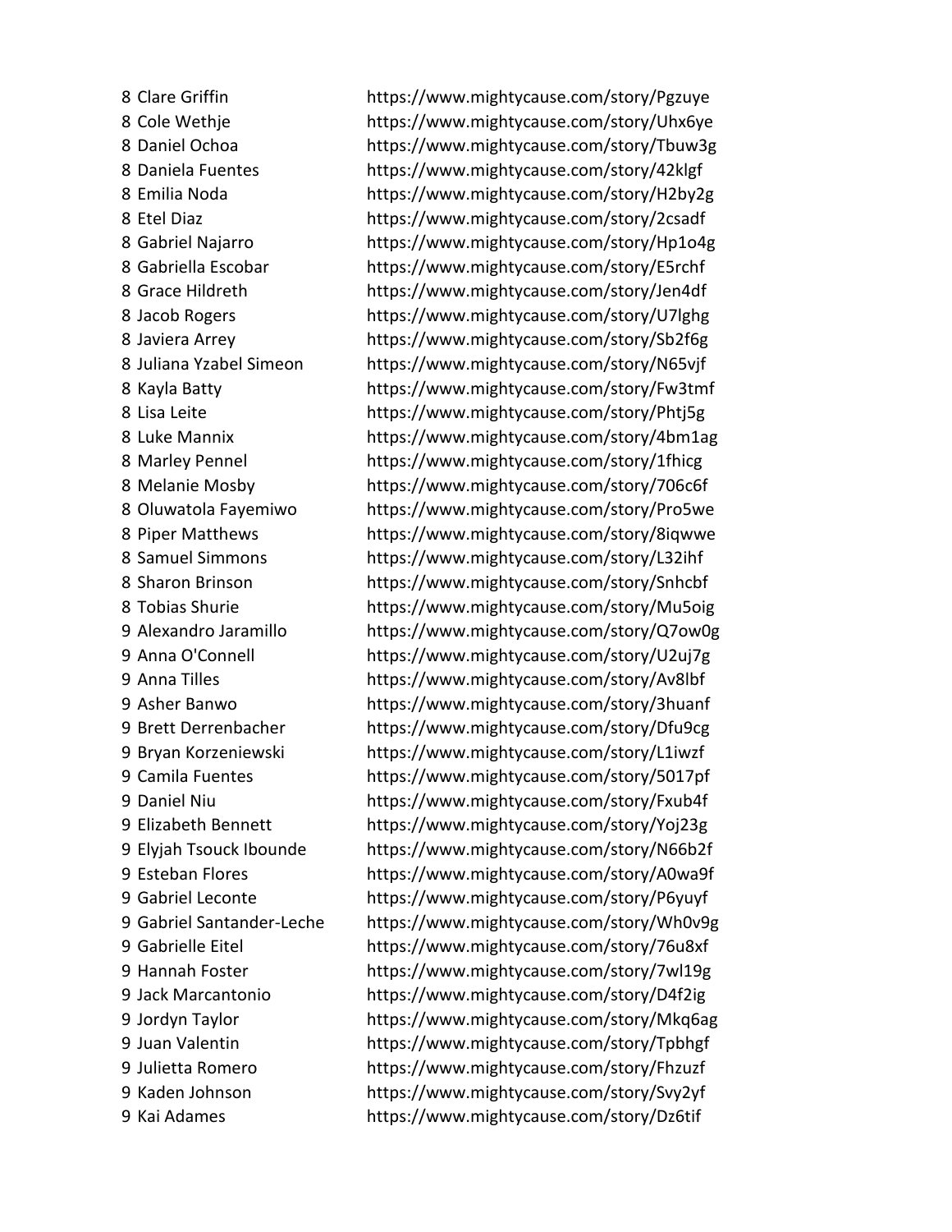| | | |
|---|---|---|
| 8 | Clare Griffin | https://www.mightycause.com/story/Pgzuye |
| 8 | Cole Wethje | https://www.mightycause.com/story/Uhx6ye |
| 8 | Daniel Ochoa | https://www.mightycause.com/story/Tbuw3g |
| 8 | Daniela Fuentes | https://www.mightycause.com/story/42klgf |
| 8 | Emilia Noda | https://www.mightycause.com/story/H2by2g |
| 8 | Etel Diaz | https://www.mightycause.com/story/2csadf |
| 8 | Gabriel Najarro | https://www.mightycause.com/story/Hp1o4g |
| 8 | Gabriella Escobar | https://www.mightycause.com/story/E5rchf |
| 8 | Grace Hildreth | https://www.mightycause.com/story/Jen4df |
| 8 | Jacob Rogers | https://www.mightycause.com/story/U7lghg |
| 8 | Javiera Arrey | https://www.mightycause.com/story/Sb2f6g |
| 8 | Juliana Yzabel Simeon | https://www.mightycause.com/story/N65vjf |
| 8 | Kayla Batty | https://www.mightycause.com/story/Fw3tmf |
| 8 | Lisa Leite | https://www.mightycause.com/story/Phtj5g |
| 8 | Luke Mannix | https://www.mightycause.com/story/4bm1ag |
| 8 | Marley Pennel | https://www.mightycause.com/story/1fhicg |
| 8 | Melanie Mosby | https://www.mightycause.com/story/706c6f |
| 8 | Oluwatola Fayemiwo | https://www.mightycause.com/story/Pro5we |
| 8 | Piper Matthews | https://www.mightycause.com/story/8iqwwe |
| 8 | Samuel Simmons | https://www.mightycause.com/story/L32ihf |
| 8 | Sharon Brinson | https://www.mightycause.com/story/Snhcbf |
| 8 | Tobias Shurie | https://www.mightycause.com/story/Mu5oig |
| 9 | Alexandro Jaramillo | https://www.mightycause.com/story/Q7ow0g |
| 9 | Anna O'Connell | https://www.mightycause.com/story/U2uj7g |
| 9 | Anna Tilles | https://www.mightycause.com/story/Av8lbf |
| 9 | Asher Banwo | https://www.mightycause.com/story/3huanf |
| 9 | Brett Derrenbacher | https://www.mightycause.com/story/Dfu9cg |
| 9 | Bryan Korzeniewski | https://www.mightycause.com/story/L1iwzf |
| 9 | Camila Fuentes | https://www.mightycause.com/story/5017pf |
| 9 | Daniel Niu | https://www.mightycause.com/story/Fxub4f |
| 9 | Elizabeth Bennett | https://www.mightycause.com/story/Yoj23g |
| 9 | Elyjah Tsouck Ibounde | https://www.mightycause.com/story/N66b2f |
| 9 | Esteban Flores | https://www.mightycause.com/story/A0wa9f |
| 9 | Gabriel Leconte | https://www.mightycause.com/story/P6yuyf |
| 9 | Gabriel Santander-Leche | https://www.mightycause.com/story/Wh0v9g |
| 9 | Gabrielle Eitel | https://www.mightycause.com/story/76u8xf |
| 9 | Hannah Foster | https://www.mightycause.com/story/7wl19g |
| 9 | Jack Marcantonio | https://www.mightycause.com/story/D4f2ig |
| 9 | Jordyn Taylor | https://www.mightycause.com/story/Mkq6ag |
| 9 | Juan Valentin | https://www.mightycause.com/story/Tpbhgf |
| 9 | Julietta Romero | https://www.mightycause.com/story/Fhzuzf |
| 9 | Kaden Johnson | https://www.mightycause.com/story/Svy2yf |
| 9 | Kai Adames | https://www.mightycause.com/story/Dz6tif |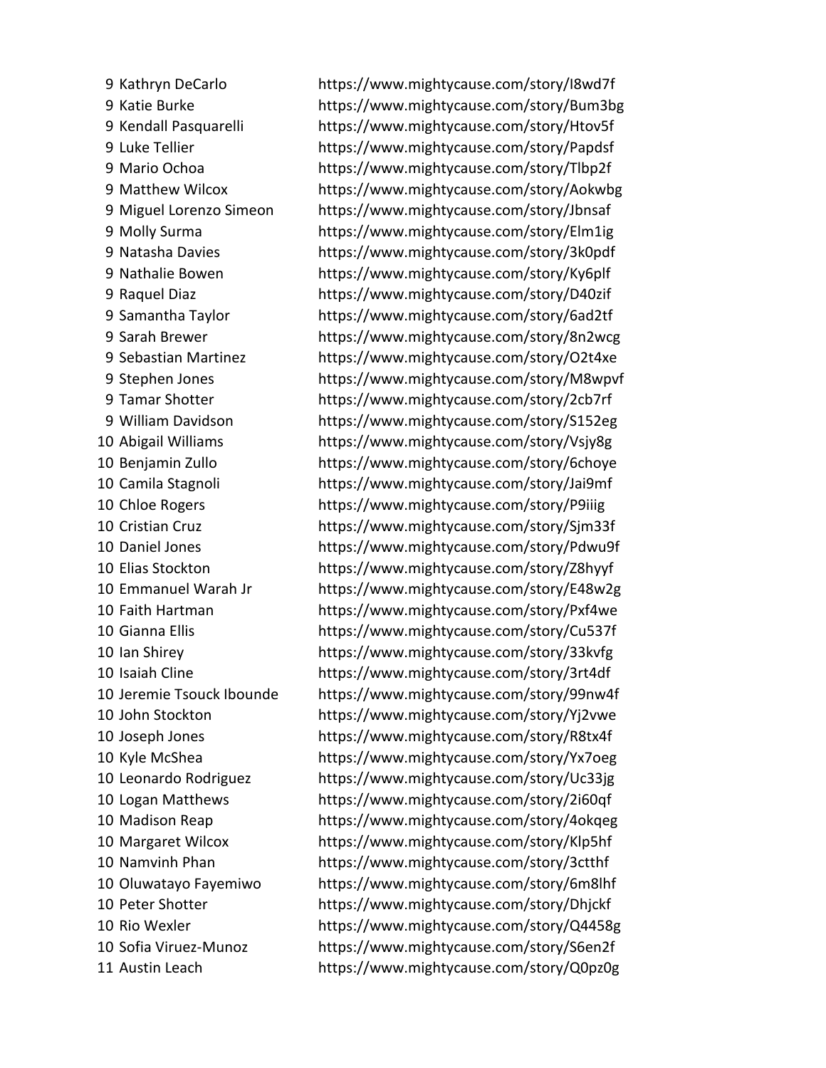| | | |
|---|---|---|
| 9 | Kathryn DeCarlo | https://www.mightycause.com/story/I8wd7f |
| 9 | Katie Burke | https://www.mightycause.com/story/Bum3bg |
| 9 | Kendall Pasquarelli | https://www.mightycause.com/story/Htov5f |
| 9 | Luke Tellier | https://www.mightycause.com/story/Papdsf |
| 9 | Mario Ochoa | https://www.mightycause.com/story/Tlbp2f |
| 9 | Matthew Wilcox | https://www.mightycause.com/story/Aokwbg |
| 9 | Miguel Lorenzo Simeon | https://www.mightycause.com/story/Jbnsaf |
| 9 | Molly Surma | https://www.mightycause.com/story/Elm1ig |
| 9 | Natasha Davies | https://www.mightycause.com/story/3k0pdf |
| 9 | Nathalie Bowen | https://www.mightycause.com/story/Ky6plf |
| 9 | Raquel Diaz | https://www.mightycause.com/story/D40zif |
| 9 | Samantha Taylor | https://www.mightycause.com/story/6ad2tf |
| 9 | Sarah Brewer | https://www.mightycause.com/story/8n2wcg |
| 9 | Sebastian Martinez | https://www.mightycause.com/story/O2t4xe |
| 9 | Stephen Jones | https://www.mightycause.com/story/M8wpvf |
| 9 | Tamar Shotter | https://www.mightycause.com/story/2cb7rf |
| 9 | William Davidson | https://www.mightycause.com/story/S152eg |
| 10 | Abigail Williams | https://www.mightycause.com/story/Vsjy8g |
| 10 | Benjamin Zullo | https://www.mightycause.com/story/6choye |
| 10 | Camila Stagnoli | https://www.mightycause.com/story/Jai9mf |
| 10 | Chloe Rogers | https://www.mightycause.com/story/P9iiig |
| 10 | Cristian Cruz | https://www.mightycause.com/story/Sjm33f |
| 10 | Daniel Jones | https://www.mightycause.com/story/Pdwu9f |
| 10 | Elias Stockton | https://www.mightycause.com/story/Z8hyyf |
| 10 | Emmanuel Warah Jr | https://www.mightycause.com/story/E48w2g |
| 10 | Faith Hartman | https://www.mightycause.com/story/Pxf4we |
| 10 | Gianna Ellis | https://www.mightycause.com/story/Cu537f |
| 10 | Ian Shirey | https://www.mightycause.com/story/33kvfg |
| 10 | Isaiah Cline | https://www.mightycause.com/story/3rt4df |
| 10 | Jeremie Tsouck Ibounde | https://www.mightycause.com/story/99nw4f |
| 10 | John Stockton | https://www.mightycause.com/story/Yj2vwe |
| 10 | Joseph Jones | https://www.mightycause.com/story/R8tx4f |
| 10 | Kyle McShea | https://www.mightycause.com/story/Yx7oeg |
| 10 | Leonardo Rodriguez | https://www.mightycause.com/story/Uc33jg |
| 10 | Logan Matthews | https://www.mightycause.com/story/2i60qf |
| 10 | Madison Reap | https://www.mightycause.com/story/4okqeg |
| 10 | Margaret Wilcox | https://www.mightycause.com/story/Klp5hf |
| 10 | Namvinh Phan | https://www.mightycause.com/story/3ctthf |
| 10 | Oluwatayo Fayemiwo | https://www.mightycause.com/story/6m8lhf |
| 10 | Peter Shotter | https://www.mightycause.com/story/Dhjckf |
| 10 | Rio Wexler | https://www.mightycause.com/story/Q4458g |
| 10 | Sofia Viruez-Munoz | https://www.mightycause.com/story/S6en2f |
| 11 | Austin Leach | https://www.mightycause.com/story/Q0pz0g |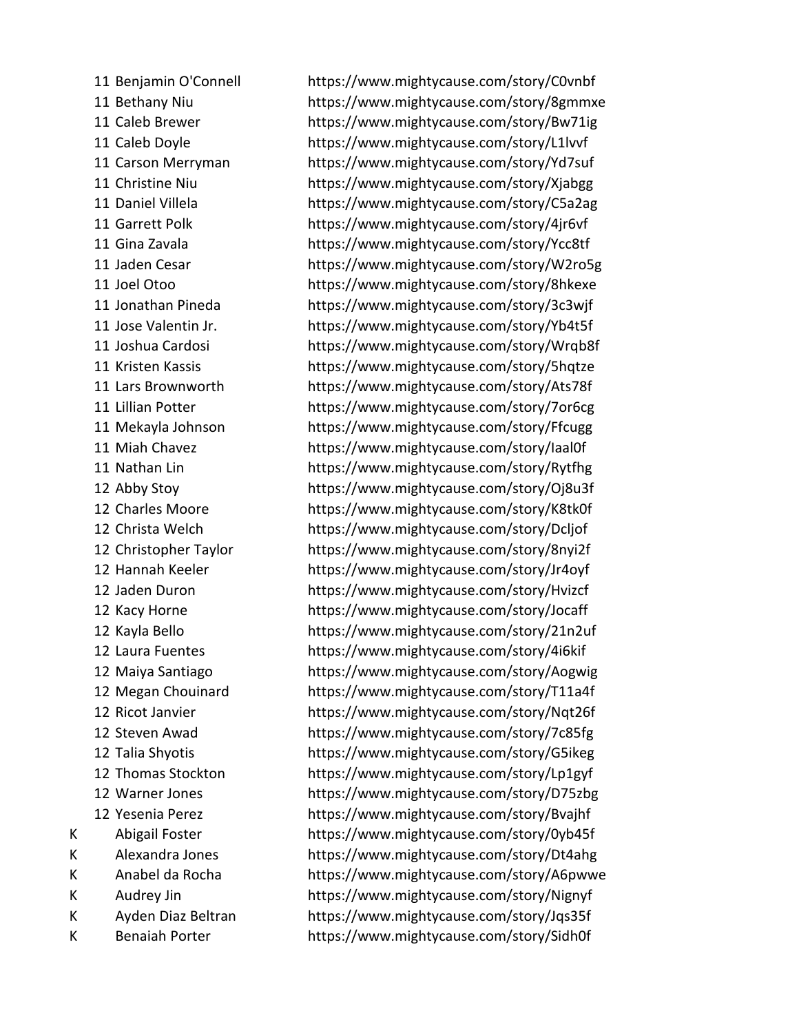| | | |
|---|---|---|
| 11 | Benjamin O'Connell | https://www.mightycause.com/story/C0vnbf |
| 11 | Bethany Niu | https://www.mightycause.com/story/8gmmxe |
| 11 | Caleb Brewer | https://www.mightycause.com/story/Bw71ig |
| 11 | Caleb Doyle | https://www.mightycause.com/story/L1lvvf |
| 11 | Carson Merryman | https://www.mightycause.com/story/Yd7suf |
| 11 | Christine Niu | https://www.mightycause.com/story/Xjabgg |
| 11 | Daniel Villela | https://www.mightycause.com/story/C5a2ag |
| 11 | Garrett Polk | https://www.mightycause.com/story/4jr6vf |
| 11 | Gina Zavala | https://www.mightycause.com/story/Ycc8tf |
| 11 | Jaden Cesar | https://www.mightycause.com/story/W2ro5g |
| 11 | Joel Otoo | https://www.mightycause.com/story/8hkexe |
| 11 | Jonathan Pineda | https://www.mightycause.com/story/3c3wjf |
| 11 | Jose Valentin Jr. | https://www.mightycause.com/story/Yb4t5f |
| 11 | Joshua Cardosi | https://www.mightycause.com/story/Wrqb8f |
| 11 | Kristen Kassis | https://www.mightycause.com/story/5hqtze |
| 11 | Lars Brownworth | https://www.mightycause.com/story/Ats78f |
| 11 | Lillian Potter | https://www.mightycause.com/story/7or6cg |
| 11 | Mekayla Johnson | https://www.mightycause.com/story/Ffcugg |
| 11 | Miah Chavez | https://www.mightycause.com/story/Iaal0f |
| 11 | Nathan Lin | https://www.mightycause.com/story/Rytfhg |
| 12 | Abby Stoy | https://www.mightycause.com/story/Oj8u3f |
| 12 | Charles Moore | https://www.mightycause.com/story/K8tk0f |
| 12 | Christa Welch | https://www.mightycause.com/story/Dcljof |
| 12 | Christopher Taylor | https://www.mightycause.com/story/8nyi2f |
| 12 | Hannah Keeler | https://www.mightycause.com/story/Jr4oyf |
| 12 | Jaden Duron | https://www.mightycause.com/story/Hvizcf |
| 12 | Kacy Horne | https://www.mightycause.com/story/Jocaff |
| 12 | Kayla Bello | https://www.mightycause.com/story/21n2uf |
| 12 | Laura Fuentes | https://www.mightycause.com/story/4i6kif |
| 12 | Maiya Santiago | https://www.mightycause.com/story/Aogwig |
| 12 | Megan Chouinard | https://www.mightycause.com/story/T11a4f |
| 12 | Ricot Janvier | https://www.mightycause.com/story/Nqt26f |
| 12 | Steven Awad | https://www.mightycause.com/story/7c85fg |
| 12 | Talia Shyotis | https://www.mightycause.com/story/G5ikeg |
| 12 | Thomas Stockton | https://www.mightycause.com/story/Lp1gyf |
| 12 | Warner Jones | https://www.mightycause.com/story/D75zbg |
| 12 | Yesenia Perez | https://www.mightycause.com/story/Bvajhf |
| K | Abigail Foster | https://www.mightycause.com/story/0yb45f |
| K | Alexandra Jones | https://www.mightycause.com/story/Dt4ahg |
| K | Anabel da Rocha | https://www.mightycause.com/story/A6pwwe |
| K | Audrey Jin | https://www.mightycause.com/story/Nignyf |
| K | Ayden Diaz Beltran | https://www.mightycause.com/story/Jqs35f |
| K | Benaiah Porter | https://www.mightycause.com/story/Sidh0f |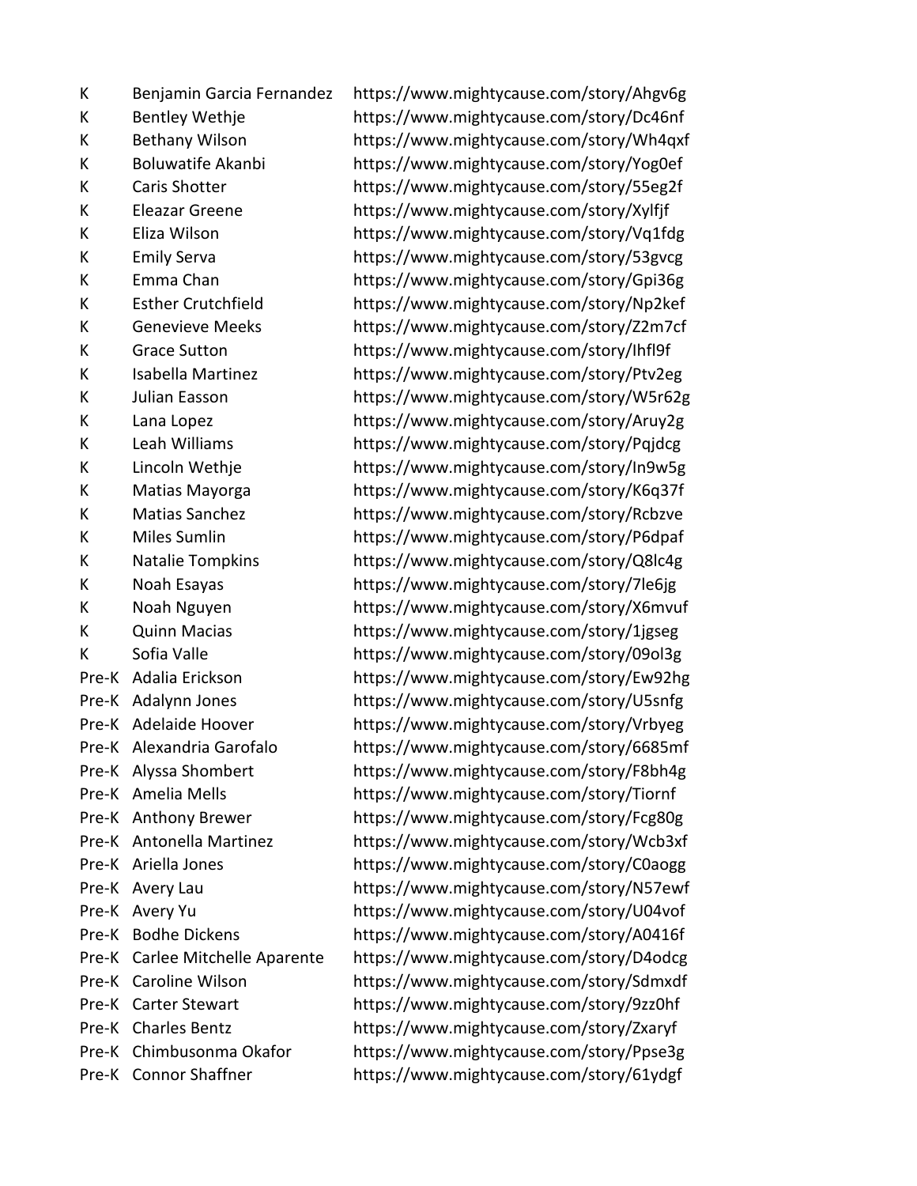| | | |
|---|---|---|
| K | Benjamin Garcia Fernandez | https://www.mightycause.com/story/Ahgv6g |
| K | Bentley Wethje | https://www.mightycause.com/story/Dc46nf |
| K | Bethany Wilson | https://www.mightycause.com/story/Wh4qxf |
| K | Boluwatife Akanbi | https://www.mightycause.com/story/Yog0ef |
| K | Caris Shotter | https://www.mightycause.com/story/55eg2f |
| K | Eleazar Greene | https://www.mightycause.com/story/Xylfjf |
| K | Eliza Wilson | https://www.mightycause.com/story/Vq1fdg |
| K | Emily Serva | https://www.mightycause.com/story/53gvcg |
| K | Emma Chan | https://www.mightycause.com/story/Gpi36g |
| K | Esther Crutchfield | https://www.mightycause.com/story/Np2kef |
| K | Genevieve Meeks | https://www.mightycause.com/story/Z2m7cf |
| K | Grace Sutton | https://www.mightycause.com/story/Ihfl9f |
| K | Isabella Martinez | https://www.mightycause.com/story/Ptv2eg |
| K | Julian Easson | https://www.mightycause.com/story/W5r62g |
| K | Lana Lopez | https://www.mightycause.com/story/Aruy2g |
| K | Leah Williams | https://www.mightycause.com/story/Pqjdcg |
| K | Lincoln Wethje | https://www.mightycause.com/story/In9w5g |
| K | Matias Mayorga | https://www.mightycause.com/story/K6q37f |
| K | Matias Sanchez | https://www.mightycause.com/story/Rcbzve |
| K | Miles Sumlin | https://www.mightycause.com/story/P6dpaf |
| K | Natalie Tompkins | https://www.mightycause.com/story/Q8lc4g |
| K | Noah Esayas | https://www.mightycause.com/story/7le6jg |
| K | Noah Nguyen | https://www.mightycause.com/story/X6mvuf |
| K | Quinn Macias | https://www.mightycause.com/story/1jgseg |
| K | Sofia Valle | https://www.mightycause.com/story/09ol3g |
| Pre-K | Adalia Erickson | https://www.mightycause.com/story/Ew92hg |
| Pre-K | Adalynn Jones | https://www.mightycause.com/story/U5snfg |
| Pre-K | Adelaide Hoover | https://www.mightycause.com/story/Vrbyeg |
| Pre-K | Alexandria Garofalo | https://www.mightycause.com/story/6685mf |
| Pre-K | Alyssa Shombert | https://www.mightycause.com/story/F8bh4g |
| Pre-K | Amelia Mells | https://www.mightycause.com/story/Tiornf |
| Pre-K | Anthony Brewer | https://www.mightycause.com/story/Fcg80g |
| Pre-K | Antonella Martinez | https://www.mightycause.com/story/Wcb3xf |
| Pre-K | Ariella Jones | https://www.mightycause.com/story/C0aogg |
| Pre-K | Avery Lau | https://www.mightycause.com/story/N57ewf |
| Pre-K | Avery Yu | https://www.mightycause.com/story/U04vof |
| Pre-K | Bodhe Dickens | https://www.mightycause.com/story/A0416f |
| Pre-K | Carlee Mitchelle Aparente | https://www.mightycause.com/story/D4odcg |
| Pre-K | Caroline Wilson | https://www.mightycause.com/story/Sdmxdf |
| Pre-K | Carter Stewart | https://www.mightycause.com/story/9zz0hf |
| Pre-K | Charles Bentz | https://www.mightycause.com/story/Zxaryf |
| Pre-K | Chimbusonma Okafor | https://www.mightycause.com/story/Ppse3g |
| Pre-K | Connor Shaffner | https://www.mightycause.com/story/61ydgf |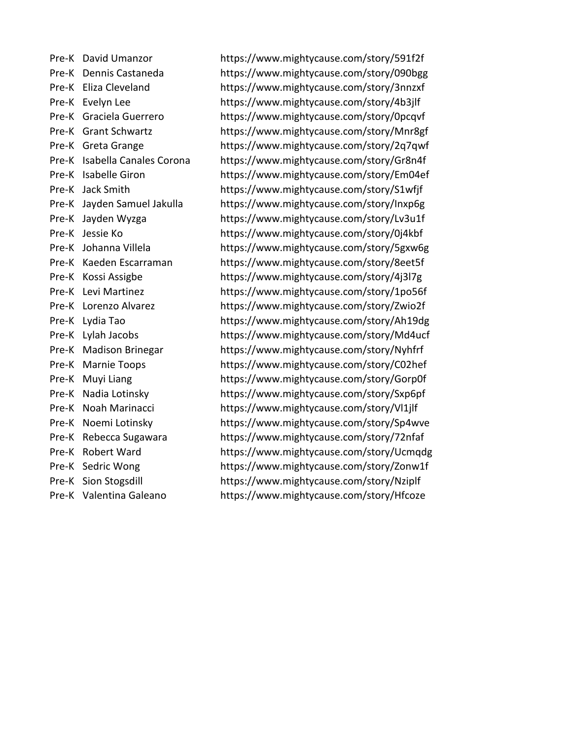| | | |
|---|---|---|
| Pre-K | David Umanzor | https://www.mightycause.com/story/591f2f |
| Pre-K | Dennis Castaneda | https://www.mightycause.com/story/090bgg |
| Pre-K | Eliza Cleveland | https://www.mightycause.com/story/3nnzxf |
| Pre-K | Evelyn Lee | https://www.mightycause.com/story/4b3jlf |
| Pre-K | Graciela Guerrero | https://www.mightycause.com/story/0pcqvf |
| Pre-K | Grant Schwartz | https://www.mightycause.com/story/Mnr8gf |
| Pre-K | Greta Grange | https://www.mightycause.com/story/2q7qwf |
| Pre-K | Isabella Canales Corona | https://www.mightycause.com/story/Gr8n4f |
| Pre-K | Isabelle Giron | https://www.mightycause.com/story/Em04ef |
| Pre-K | Jack Smith | https://www.mightycause.com/story/S1wfjf |
| Pre-K | Jayden Samuel Jakulla | https://www.mightycause.com/story/Inxp6g |
| Pre-K | Jayden Wyzga | https://www.mightycause.com/story/Lv3u1f |
| Pre-K | Jessie Ko | https://www.mightycause.com/story/0j4kbf |
| Pre-K | Johanna Villela | https://www.mightycause.com/story/5gxw6g |
| Pre-K | Kaeden Escarraman | https://www.mightycause.com/story/8eet5f |
| Pre-K | Kossi Assigbe | https://www.mightycause.com/story/4j3l7g |
| Pre-K | Levi Martinez | https://www.mightycause.com/story/1po56f |
| Pre-K | Lorenzo Alvarez | https://www.mightycause.com/story/Zwio2f |
| Pre-K | Lydia Tao | https://www.mightycause.com/story/Ah19dg |
| Pre-K | Lylah Jacobs | https://www.mightycause.com/story/Md4ucf |
| Pre-K | Madison Brinegar | https://www.mightycause.com/story/Nyhfrf |
| Pre-K | Marnie Toops | https://www.mightycause.com/story/C02hef |
| Pre-K | Muyi Liang | https://www.mightycause.com/story/Gorp0f |
| Pre-K | Nadia Lotinsky | https://www.mightycause.com/story/Sxp6pf |
| Pre-K | Noah Marinacci | https://www.mightycause.com/story/Vl1jlf |
| Pre-K | Noemi Lotinsky | https://www.mightycause.com/story/Sp4wve |
| Pre-K | Rebecca Sugawara | https://www.mightycause.com/story/72nfaf |
| Pre-K | Robert Ward | https://www.mightycause.com/story/Ucmqdg |
| Pre-K | Sedric Wong | https://www.mightycause.com/story/Zonw1f |
| Pre-K | Sion Stogsdill | https://www.mightycause.com/story/Nziplf |
| Pre-K | Valentina Galeano | https://www.mightycause.com/story/Hfcoze |